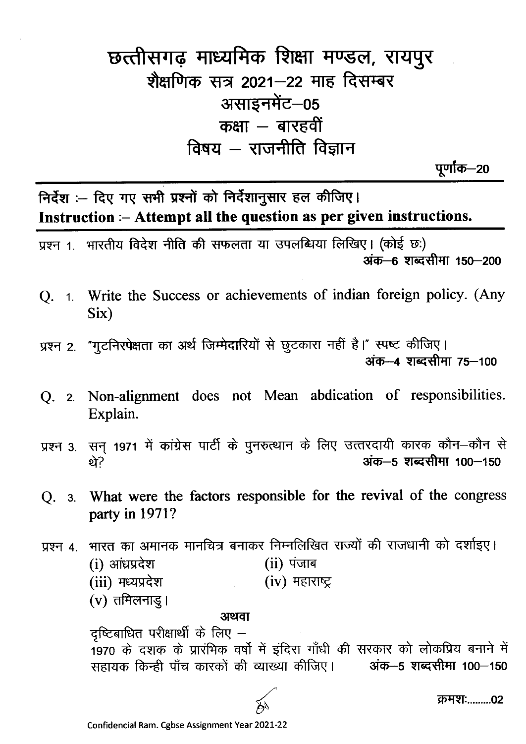# छत्तीसगढ़ माध्यमिक शिक्षा मण्डल, रायपुर

## शैक्षणिक सत्र 2021–22 माह दिसम्बर

## असाइनमेंट–05

## कक्षा – बारहवीं

## विषय – राजनीति विज्ञान

**पूर्णांक–20**

---

**निर्देश :– दिए गए सभी प्रश्नों को निर्देशानुसार हल कीजिए।**

**Instruction :– Attempt all the question as per given instructions.**

---

प्रश्न 1. भारतीय विदेश नीति की सफलता या उपलब्धिया लिखिए। (कोई छः)
**अंक–6 शब्दसीमा 150–200**

Q. 1. Write the Success or achievements of indian foreign policy. (Any Six)

प्रश्न 2. "गुटनिरपेक्षता का अर्थ जिम्मेदारियों से छुटकारा नहीं है।" स्पष्ट कीजिए।
**अंक–4 शब्दसीमा 75–100**

Q. 2. Non-alignment does not Mean abdication of responsibilities. Explain.

प्रश्न 3. सन् 1971 में कांग्रेस पार्टी के पुनरुत्थान के लिए उत्तरदायी कारक कौन–कौन से थे?
**अंक–5 शब्दसीमा 100–150**

**Q. 3. What were the factors responsible for the revival of the congress party in 1971?**

प्रश्न 4. भारत का अमानक मानचित्र बनाकर निम्नलिखित राज्यों की राजधानी को दर्शाइए।

(i) आंध्रप्रदेश
(ii) पंजाब
(iii) मध्यप्रदेश
(iv) महाराष्ट्र
(v) तमिलनाडु।

**अथवा**

दृष्टिबाधित परीक्षार्थी के लिए –
1970 के दशक के प्रारंभिक वर्षो में इंदिरा गाँधी की सरकार को लोकप्रिय बनाने में सहायक किन्ही पाँच कारकों की व्याख्या कीजिए। **अंक–5 शब्दसीमा 100–150**

क्रमशः.........02

Confidencial Ram. Cgbse Assignment Year 2021-22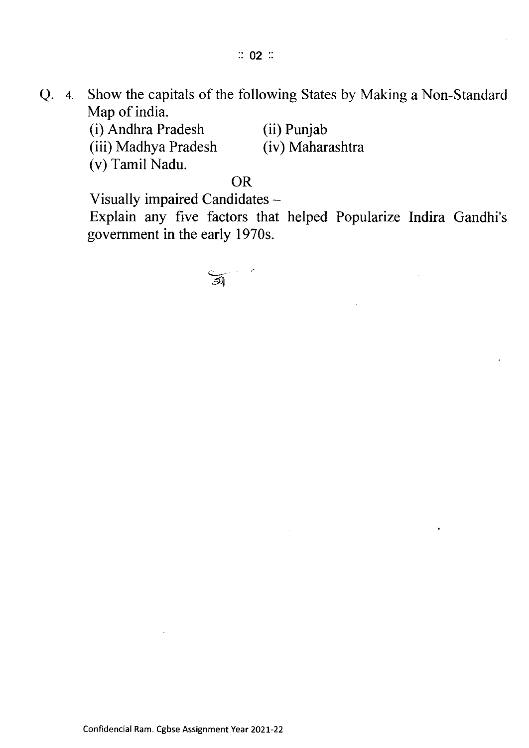Q. 4. Show the capitals of the following States by Making a Non-Standard Map of india.

(i) Andhra Pradesh (ii) Punjab

(iii) Madhya Pradesh (iv) Maharashtra

(v) Tamil Nadu.

OR

Visually impaired Candidates –

Explain any five factors that helped Popularize Indira Gandhi's government in the early 1970s.

Confidencial Ram. Cgbse Assignment Year 2021-22